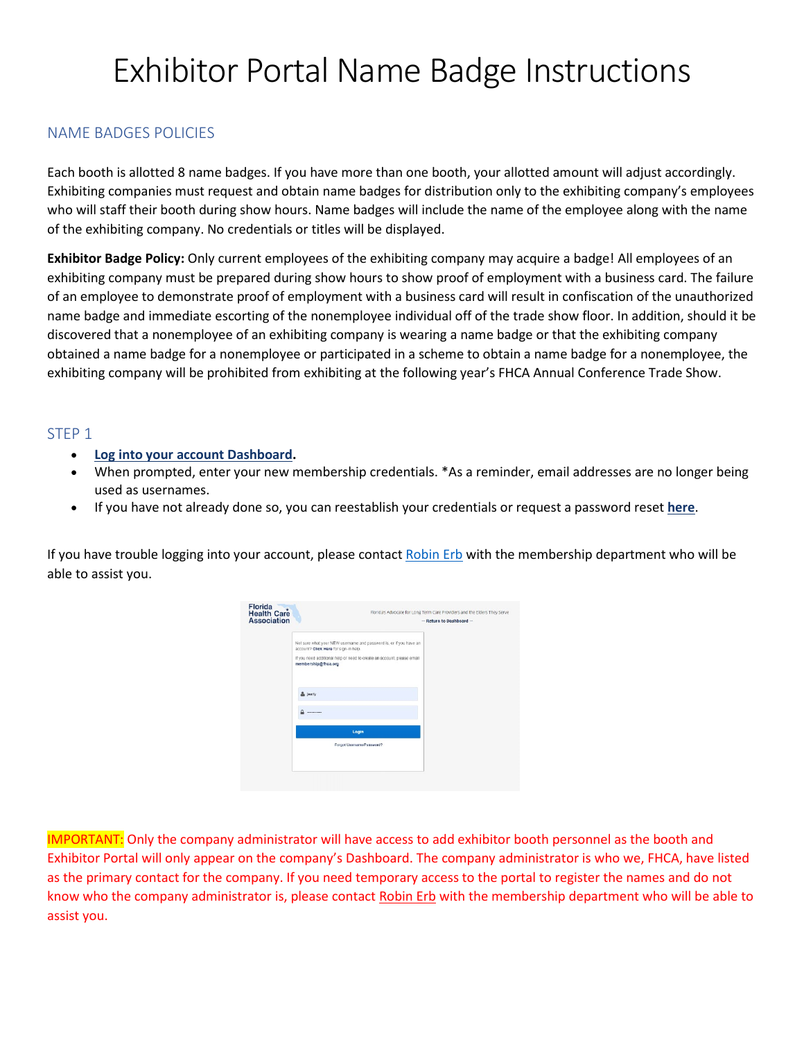# Exhibitor Portal Name Badge Instructions

## NAME BADGES POLICIES

Each booth is allotted 8 name badges. If you have more than one booth, your allotted amount will adjust accordingly. Exhibiting companies must request and obtain name badges for distribution only to the exhibiting company's employees who will staff their booth during show hours. Name badges will include the name of the employee along with the name of the exhibiting company. No credentials or titles will be displayed.

**Exhibitor Badge Policy:** Only current employees of the exhibiting company may acquire a badge! All employees of an exhibiting company must be prepared during show hours to show proof of employment with a business card. The failure of an employee to demonstrate proof of employment with a business card will result in confiscation of the unauthorized name badge and immediate escorting of the nonemployee individual off of the trade show floor. In addition, should it be discovered that a nonemployee of an exhibiting company is wearing a name badge or that the exhibiting company obtained a name badge for a nonemployee or participated in a scheme to obtain a name badge for a nonemployee, the exhibiting company will be prohibited from exhibiting at the following year's FHCA Annual Conference Trade Show.

## STEP 1

- **Log into your account Dashboard.**
- When prompted, enter your new membership credentials. *As a reminder, email addresses are no longer being used as usernames.
- If you have not already done so, you can reestablish your credentials or request a password reset **here**.

If you have trouble logging into your account, please contact Robin Erb with the membership department who will be able to assist you.

IMPORTANT: Only the company administrator will have access to add exhibitor booth personnel as the booth and Exhibitor Portal will only appear on the company's Dashboard. The company administrator is who we, FHCA, have listed as the primary contact for the company. If you need temporary access to the portal to register the names and do not know who the company administrator is, please contact Robin Erb with the membership department who will be able to assist you.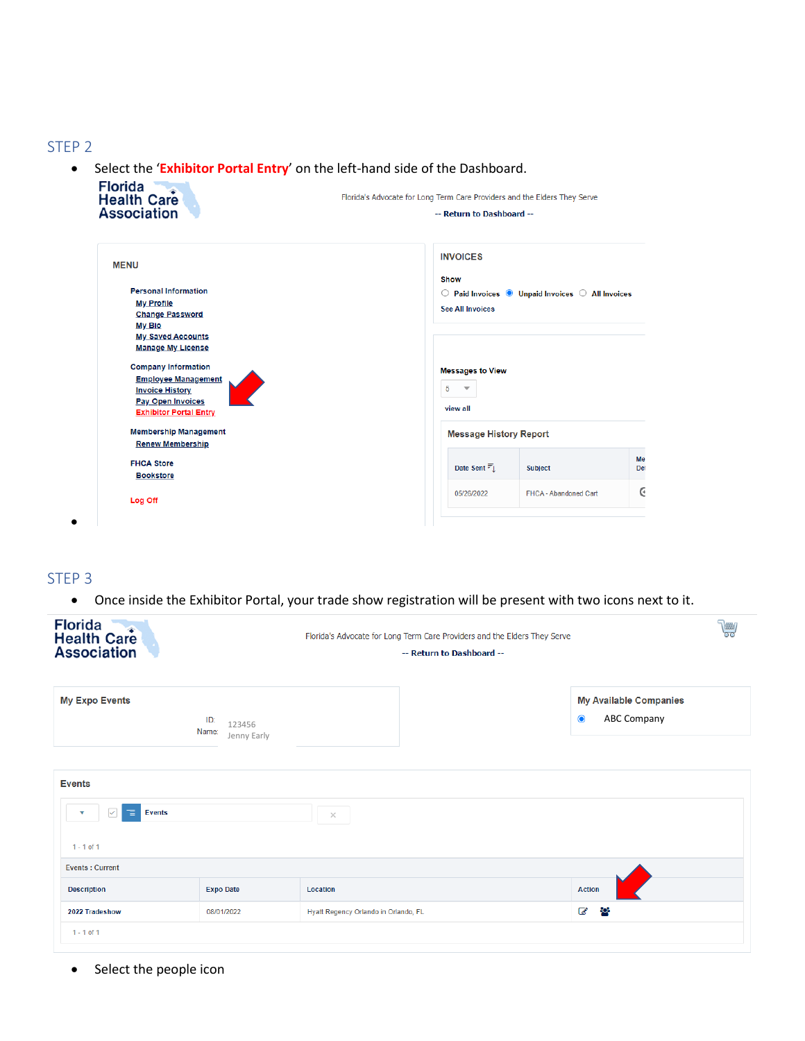## STEP 2

- Select the '**Exhibitor Portal Entry**' on the left-hand side of the Dashboard.

Florida Health Care Association

Florida's Advocate for Long Term Care Providers and the Elders They Serve

-- Return to Dashboard --

**MENU**

Personal Information
- My Profile
- Change Password
- My Bio
- My Saved Accounts
- Manage My License

Company Information
- Employee Management
- Invoice History
- Pay Open Invoices
- Exhibitor Portal Entry

Membership Management
- Renew Membership

FHCA Store
- Bookstore

Log Off

**INVOICES**

Show

○ Paid Invoices ◉ Unpaid Invoices ○ All Invoices

See All Invoices

Messages to View

5

view all

Message History Report

| Date Sent | Subject | Me De |
|---|---|---|
| 05/26/2022 | FHCA - Abandoned Cart | |

## STEP 3

- Once inside the Exhibitor Portal, your trade show registration will be present with two icons next to it.

Florida Health Care Association

Florida's Advocate for Long Term Care Providers and the Elders They Serve

-- Return to Dashboard --

**My Expo Events**

ID: 123456
Name: Jenny Early

**My Available Companies**

◉ ABC Company

**Events**

Events

1 - 1 of 1

Events : Current

| Description | Expo Date | Location | Action |
|---|---|---|---|
| 2022 Tradeshow | 08/01/2022 | Hyatt Regency Orlando in Orlando, FL | |

1 - 1 of 1

- Select the people icon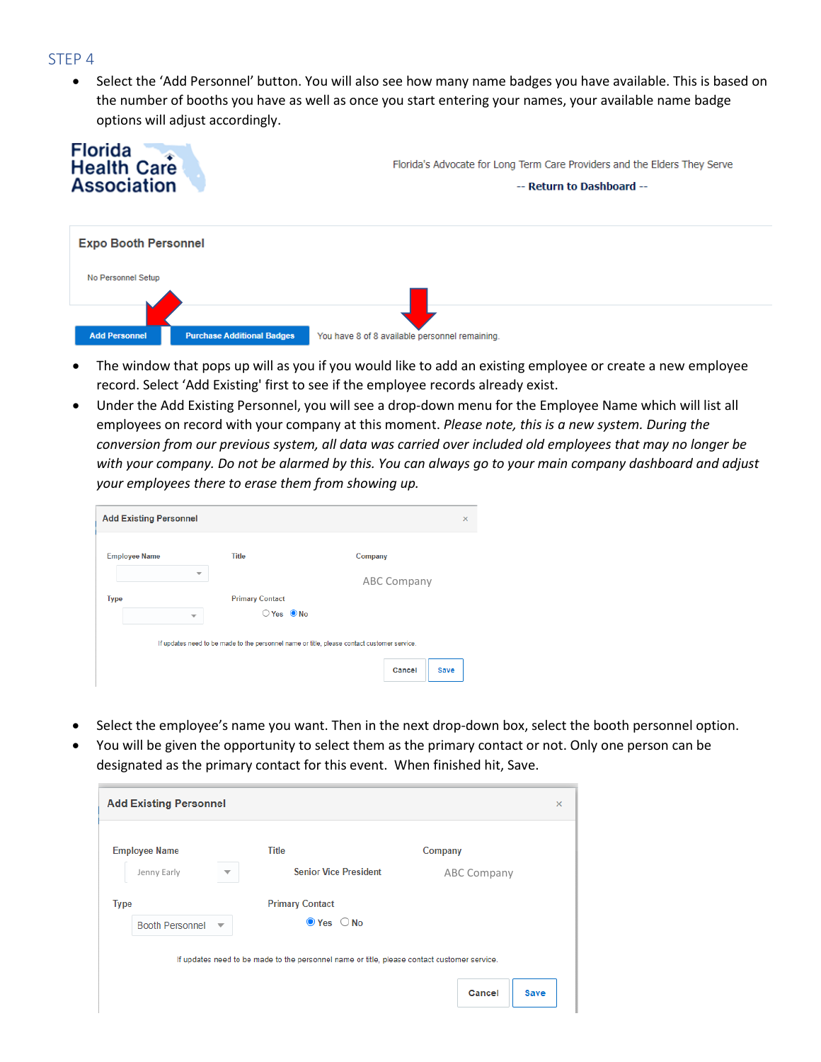## STEP 4

- Select the 'Add Personnel' button. You will also see how many name badges you have available. This is based on the number of booths you have as well as once you start entering your names, your available name badge options will adjust accordingly.

Florida Health Care Association

Florida's Advocate for Long Term Care Providers and the Elders They Serve

-- Return to Dashboard --

**Expo Booth Personnel**

No Personnel Setup

Add Personnel | Purchase Additional Badges | You have 8 of 8 available personnel remaining.

- The window that pops up will as you if you would like to add an existing employee or create a new employee record. Select 'Add Existing' first to see if the employee records already exist.
- Under the Add Existing Personnel, you will see a drop-down menu for the Employee Name which will list all employees on record with your company at this moment. *Please note, this is a new system. During the conversion from our previous system, all data was carried over included old employees that may no longer be with your company. Do not be alarmed by this. You can always go to your main company dashboard and adjust your employees there to erase them from showing up.*

**Add Existing Personnel**

Employee Name | Title | Company: ABC Company

Type | Primary Contact: Yes / No

If updates need to be made to the personnel name or title, please contact customer service.

Cancel | Save

- Select the employee's name you want. Then in the next drop-down box, select the booth personnel option.
- You will be given the opportunity to select them as the primary contact or not. Only one person can be designated as the primary contact for this event. When finished hit, Save.

**Add Existing Personnel**

Employee Name: Jenny Early | Title: Senior Vice President | Company: ABC Company

Type: Booth Personnel | Primary Contact: Yes / No

If updates need to be made to the personnel name or title, please contact customer service.

Cancel | Save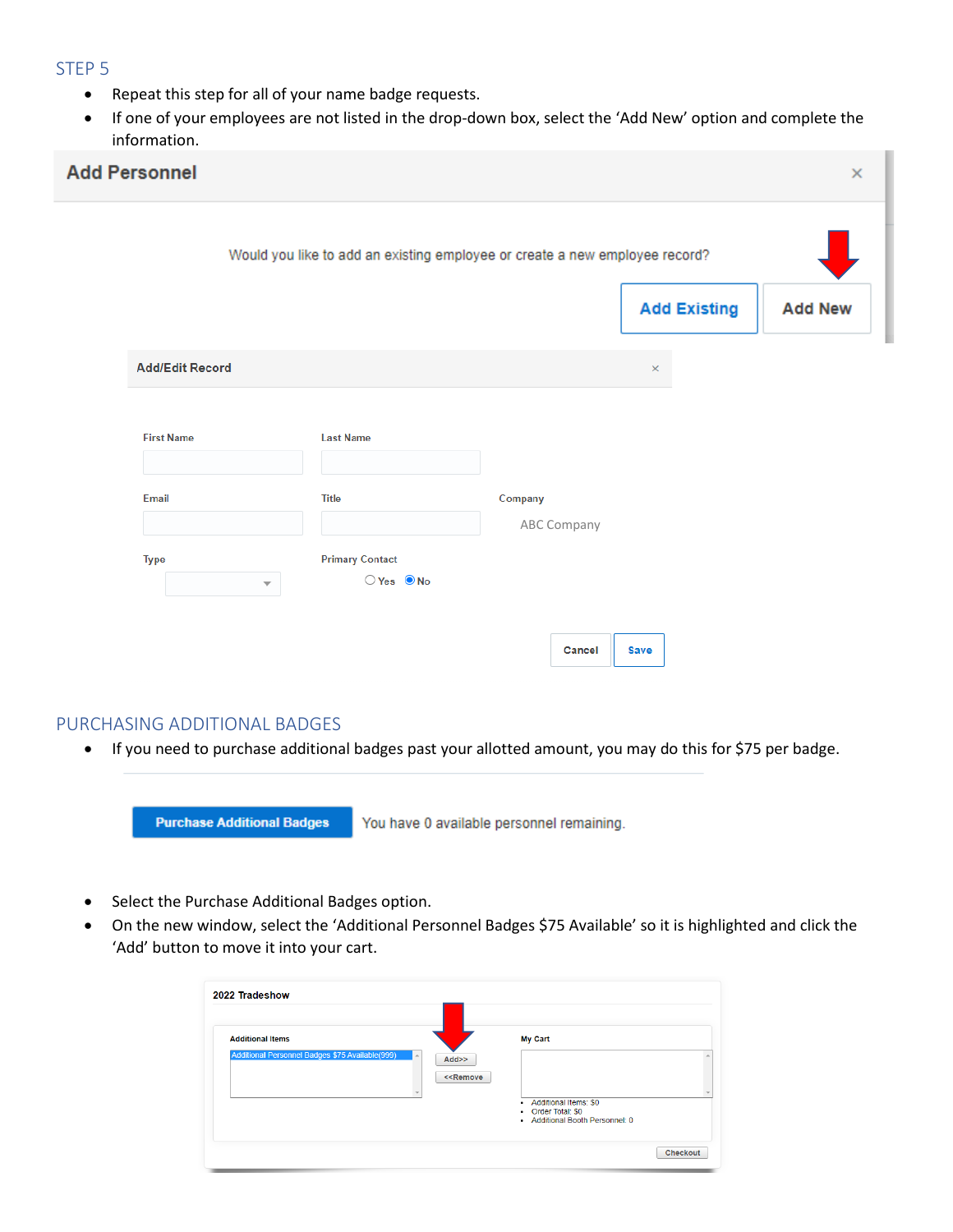## STEP 5

- Repeat this step for all of your name badge requests.
- If one of your employees are not listed in the drop-down box, select the 'Add New' option and complete the information.

Add Personnel

Would you like to add an existing employee or create a new employee record?

Add Existing | Add New

Add/Edit Record

First Name | Last Name

Email | Title | Company: ABC Company

Type | Primary Contact: Yes / No

Cancel | Save

## PURCHASING ADDITIONAL BADGES

- If you need to purchase additional badges past your allotted amount, you may do this for $75 per badge.

Purchase Additional Badges — You have 0 available personnel remaining.

- Select the Purchase Additional Badges option.
- On the new window, select the 'Additional Personnel Badges $75 Available' so it is highlighted and click the 'Add' button to move it into your cart.

2022 Tradeshow

Additional Items: Additional Personnel Badges $75 Available(999)

Add>> | <<Remove

My Cart

- Additional Items: $0
- Order Total: $0
- Additional Booth Personnel: 0

Checkout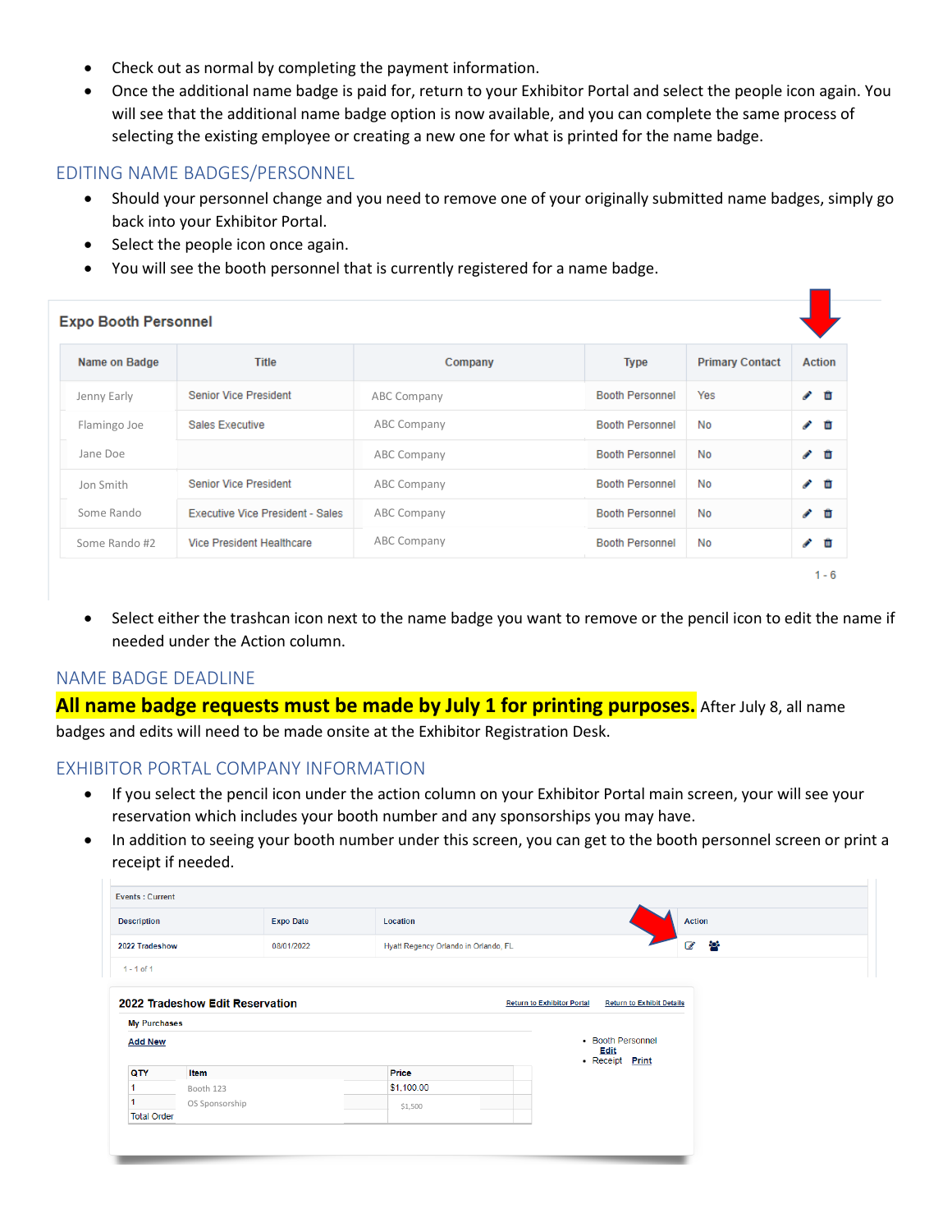- Check out as normal by completing the payment information.
- Once the additional name badge is paid for, return to your Exhibitor Portal and select the people icon again. You will see that the additional name badge option is now available, and you can complete the same process of selecting the existing employee or creating a new one for what is printed for the name badge.

## EDITING NAME BADGES/PERSONNEL

- Should your personnel change and you need to remove one of your originally submitted name badges, simply go back into your Exhibitor Portal.
- Select the people icon once again.
- You will see the booth personnel that is currently registered for a name badge.

**Expo Booth Personnel**

| Name on Badge | Title | Company | Type | Primary Contact | Action |
|---|---|---|---|---|---|
| Jenny Early | Senior Vice President | ABC Company | Booth Personnel | Yes | |
| Flamingo Joe | Sales Executive | ABC Company | Booth Personnel | No | |
| Jane Doe | | ABC Company | Booth Personnel | No | |
| Jon Smith | Senior Vice President | ABC Company | Booth Personnel | No | |
| Some Rando | Executive Vice President - Sales | ABC Company | Booth Personnel | No | |
| Some Rando #2 | Vice President Healthcare | ABC Company | Booth Personnel | No | |

1 - 6

- Select either the trashcan icon next to the name badge you want to remove or the pencil icon to edit the name if needed under the Action column.

## NAME BADGE DEADLINE

**All name badge requests must be made by July 1 for printing purposes.** After July 8, all name badges and edits will need to be made onsite at the Exhibitor Registration Desk.

## EXHIBITOR PORTAL COMPANY INFORMATION

- If you select the pencil icon under the action column on your Exhibitor Portal main screen, your will see your reservation which includes your booth number and any sponsorships you may have.
- In addition to seeing your booth number under this screen, you can get to the booth personnel screen or print a receipt if needed.

Events : Current

| Description | Expo Date | Location | Action |
|---|---|---|---|
| 2022 Tradeshow | 08/01/2022 | Hyatt Regency Orlando in Orlando, FL | |

1 - 1 of 1

**2022 Tradeshow Edit Reservation**

Return to Exhibitor Portal    Return to Exhibit Details

My Purchases

Add New

| QTY | Item | Price |
|---|---|---|
| 1 | Booth 123 | $1,100.00 |
| 1 | OS Sponsorship | $1,500 |
| Total Order | | |

- Booth Personnel Edit
- Receipt Print